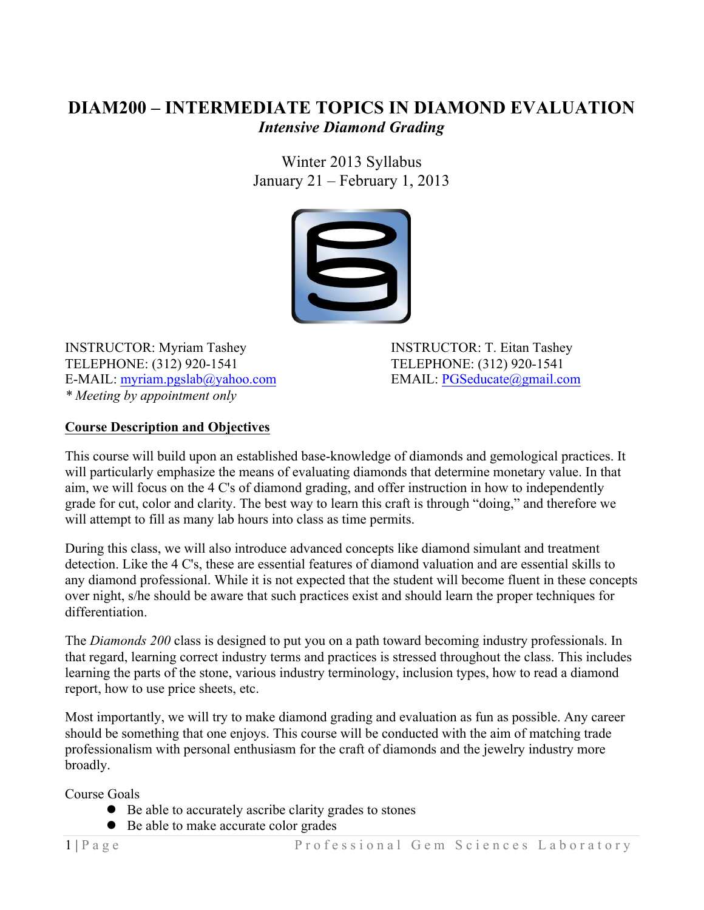# DIAM200 – INTERMEDIATE TOPICS IN DIAMOND EVALUATION

## *Intensive Diamond Grading*

Winter 2013 Syllabus
January 21 – February 1, 2013

INSTRUCTOR: Myriam Tashey
TELEPHONE: (312) 920-1541
E-MAIL: myriam.pgslab@yahoo.com
*\* Meeting by appointment only*

INSTRUCTOR: T. Eitan Tashey
TELEPHONE: (312) 920-1541
EMAIL: PGSeducate@gmail.com

## Course Description and Objectives

This course will build upon an established base-knowledge of diamonds and gemological practices. It will particularly emphasize the means of evaluating diamonds that determine monetary value. In that aim, we will focus on the 4 C's of diamond grading, and offer instruction in how to independently grade for cut, color and clarity. The best way to learn this craft is through "doing," and therefore we will attempt to fill as many lab hours into class as time permits.

During this class, we will also introduce advanced concepts like diamond simulant and treatment detection. Like the 4 C's, these are essential features of diamond valuation and are essential skills to any diamond professional. While it is not expected that the student will become fluent in these concepts over night, s/he should be aware that such practices exist and should learn the proper techniques for differentiation.

The *Diamonds 200* class is designed to put you on a path toward becoming industry professionals. In that regard, learning correct industry terms and practices is stressed throughout the class. This includes learning the parts of the stone, various industry terminology, inclusion types, how to read a diamond report, how to use price sheets, etc.

Most importantly, we will try to make diamond grading and evaluation as fun as possible. Any career should be something that one enjoys. This course will be conducted with the aim of matching trade professionalism with personal enthusiasm for the craft of diamonds and the jewelry industry more broadly.

Course Goals

- Be able to accurately ascribe clarity grades to stones
- Be able to make accurate color grades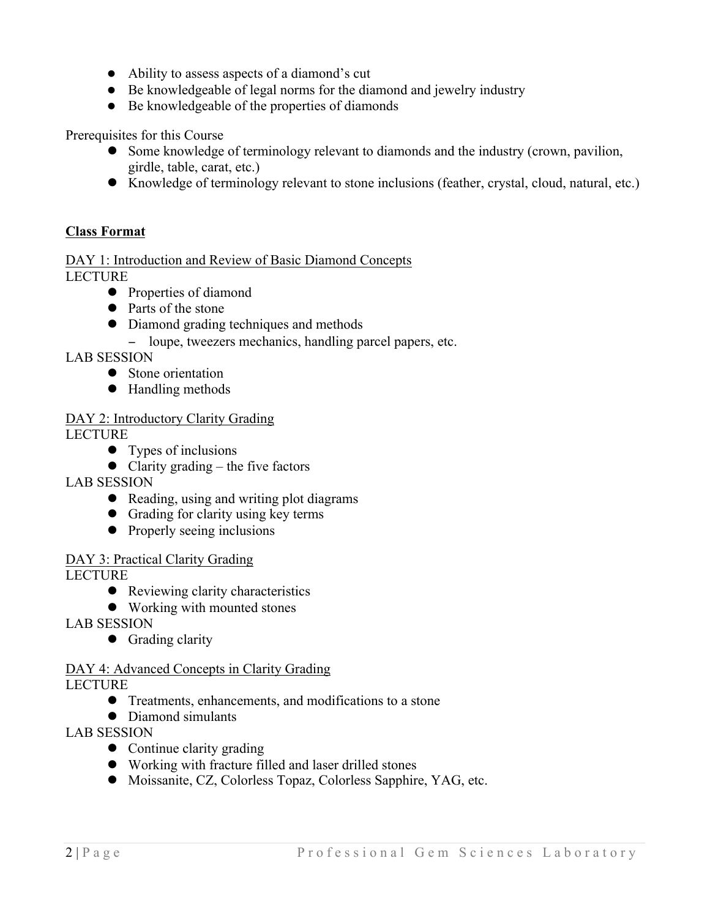- Ability to assess aspects of a diamond's cut
- Be knowledgeable of legal norms for the diamond and jewelry industry
- Be knowledgeable of the properties of diamonds

Prerequisites for this Course

- Some knowledge of terminology relevant to diamonds and the industry (crown, pavilion, girdle, table, carat, etc.)
- Knowledge of terminology relevant to stone inclusions (feather, crystal, cloud, natural, etc.)

## **Class Format**

DAY 1: Introduction and Review of Basic Diamond Concepts

LECTURE

- Properties of diamond
- Parts of the stone
- Diamond grading techniques and methods
  - loupe, tweezers mechanics, handling parcel papers, etc.

LAB SESSION

- Stone orientation
- Handling methods

DAY 2: Introductory Clarity Grading

LECTURE

- Types of inclusions
- Clarity grading – the five factors

LAB SESSION

- Reading, using and writing plot diagrams
- Grading for clarity using key terms
- Properly seeing inclusions

DAY 3: Practical Clarity Grading

LECTURE

- Reviewing clarity characteristics
- Working with mounted stones

LAB SESSION

- Grading clarity

DAY 4: Advanced Concepts in Clarity Grading

LECTURE

- Treatments, enhancements, and modifications to a stone
- Diamond simulants

LAB SESSION

- Continue clarity grading
- Working with fracture filled and laser drilled stones
- Moissanite, CZ, Colorless Topaz, Colorless Sapphire, YAG, etc.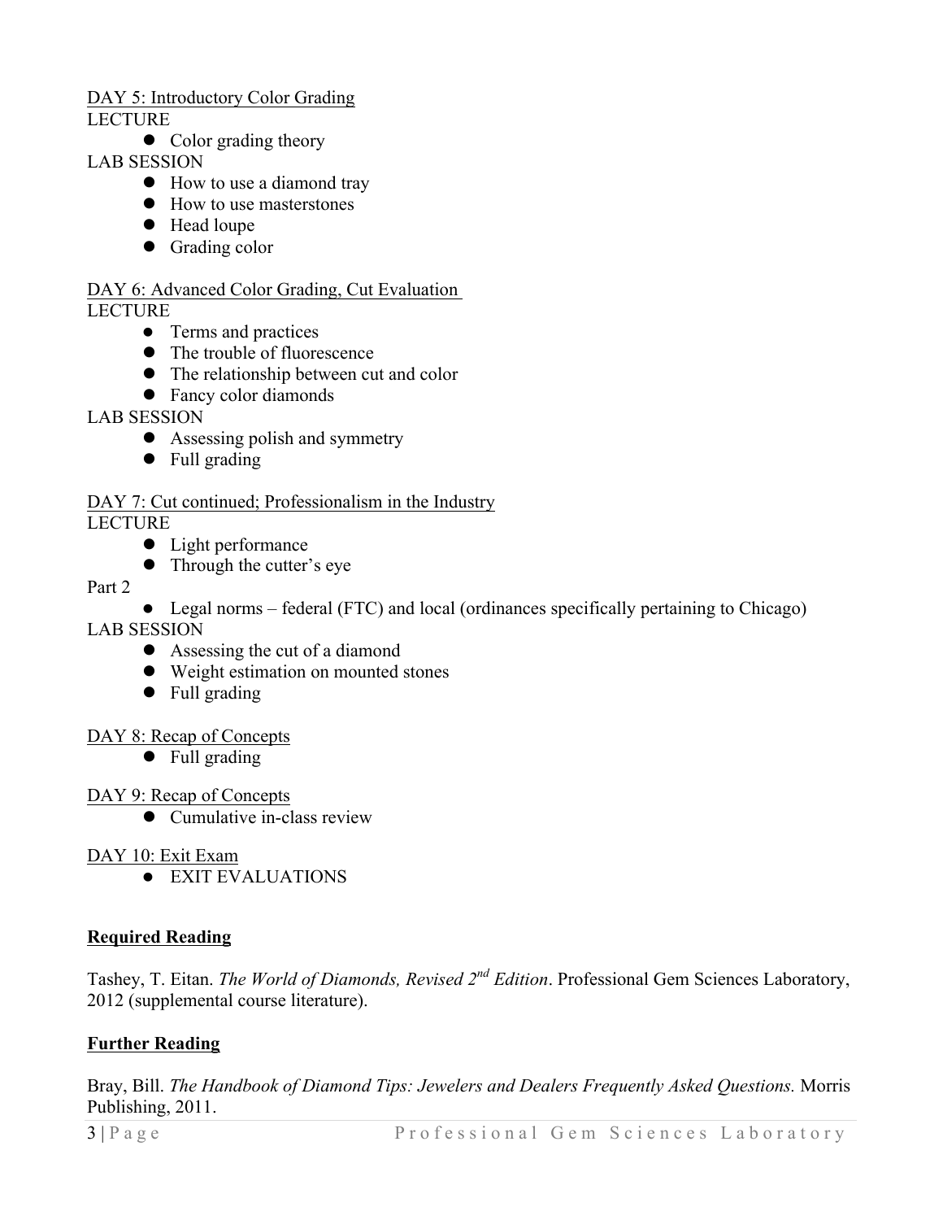<u>DAY 5: Introductory Color Grading</u>

LECTURE

- Color grading theory

LAB SESSION

- How to use a diamond tray
- How to use masterstones
- Head loupe
- Grading color

<u>DAY 6: Advanced Color Grading, Cut Evaluation</u>

LECTURE

- Terms and practices
- The trouble of fluorescence
- The relationship between cut and color
- Fancy color diamonds

LAB SESSION

- Assessing polish and symmetry
- Full grading

<u>DAY 7: Cut continued; Professionalism in the Industry</u>

LECTURE

- Light performance
- Through the cutter's eye

Part 2

- Legal norms – federal (FTC) and local (ordinances specifically pertaining to Chicago)

LAB SESSION

- Assessing the cut of a diamond
- Weight estimation on mounted stones
- Full grading

<u>DAY 8: Recap of Concepts</u>

- Full grading

<u>DAY 9: Recap of Concepts</u>

- Cumulative in-class review

<u>DAY 10: Exit Exam</u>

- EXIT EVALUATIONS

## Required Reading

Tashey, T. Eitan. *The World of Diamonds, Revised 2nd Edition*. Professional Gem Sciences Laboratory, 2012 (supplemental course literature).

## Further Reading

Bray, Bill. *The Handbook of Diamond Tips: Jewelers and Dealers Frequently Asked Questions.* Morris Publishing, 2011.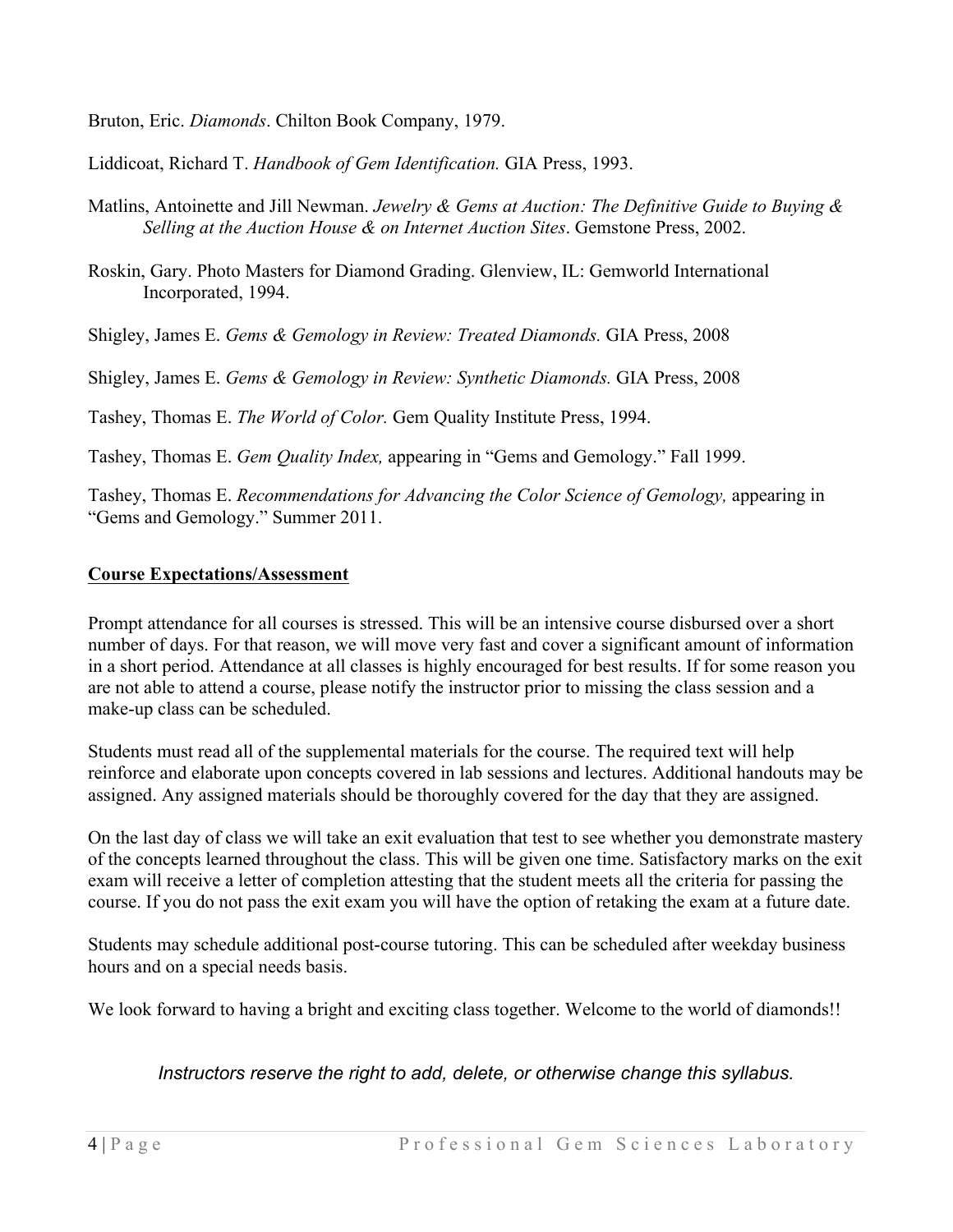Bruton, Eric. *Diamonds*. Chilton Book Company, 1979.

Liddicoat, Richard T. *Handbook of Gem Identification.* GIA Press, 1993.

Matlins, Antoinette and Jill Newman. *Jewelry & Gems at Auction: The Definitive Guide to Buying & Selling at the Auction House & on Internet Auction Sites*. Gemstone Press, 2002.

Roskin, Gary. Photo Masters for Diamond Grading. Glenview, IL: Gemworld International Incorporated, 1994.

Shigley, James E. *Gems & Gemology in Review: Treated Diamonds.* GIA Press, 2008

Shigley, James E. *Gems & Gemology in Review: Synthetic Diamonds.* GIA Press, 2008

Tashey, Thomas E. *The World of Color.* Gem Quality Institute Press, 1994.

Tashey, Thomas E. *Gem Quality Index,* appearing in "Gems and Gemology." Fall 1999.

Tashey, Thomas E. *Recommendations for Advancing the Color Science of Gemology,* appearing in "Gems and Gemology." Summer 2011.

## Course Expectations/Assessment

Prompt attendance for all courses is stressed. This will be an intensive course disbursed over a short number of days. For that reason, we will move very fast and cover a significant amount of information in a short period. Attendance at all classes is highly encouraged for best results. If for some reason you are not able to attend a course, please notify the instructor prior to missing the class session and a make-up class can be scheduled.

Students must read all of the supplemental materials for the course. The required text will help reinforce and elaborate upon concepts covered in lab sessions and lectures. Additional handouts may be assigned. Any assigned materials should be thoroughly covered for the day that they are assigned.

On the last day of class we will take an exit evaluation that test to see whether you demonstrate mastery of the concepts learned throughout the class. This will be given one time. Satisfactory marks on the exit exam will receive a letter of completion attesting that the student meets all the criteria for passing the course. If you do not pass the exit exam you will have the option of retaking the exam at a future date.

Students may schedule additional post-course tutoring. This can be scheduled after weekday business hours and on a special needs basis.

We look forward to having a bright and exciting class together. Welcome to the world of diamonds!!

*Instructors reserve the right to add, delete, or otherwise change this syllabus.*